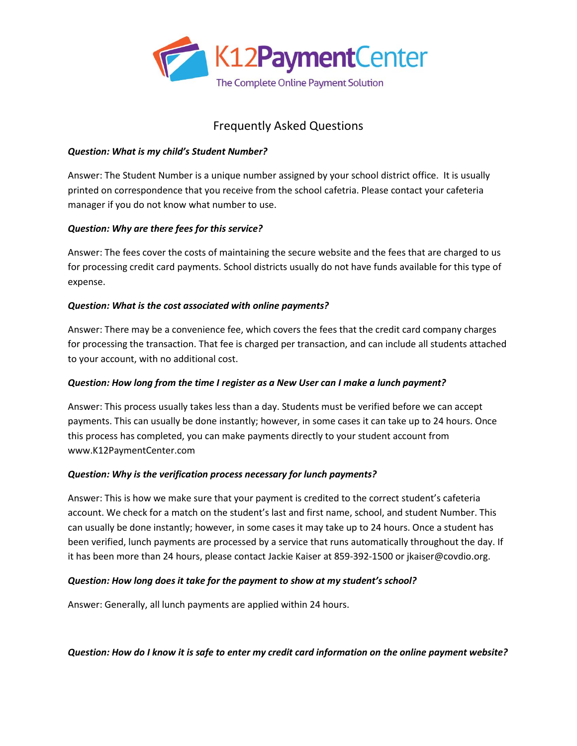# K12PaymentCenter

The Complete Online Payment Solution

## Frequently Asked Questions

***Question: What is my child's Student Number?***

Answer: The Student Number is a unique number assigned by your school district office. It is usually printed on correspondence that you receive from the school cafetria. Please contact your cafeteria manager if you do not know what number to use.

***Question: Why are there fees for this service?***

Answer: The fees cover the costs of maintaining the secure website and the fees that are charged to us for processing credit card payments. School districts usually do not have funds available for this type of expense.

***Question: What is the cost associated with online payments?***

Answer: There may be a convenience fee, which covers the fees that the credit card company charges for processing the transaction. That fee is charged per transaction, and can include all students attached to your account, with no additional cost.

***Question: How long from the time I register as a New User can I make a lunch payment?***

Answer: This process usually takes less than a day. Students must be verified before we can accept payments. This can usually be done instantly; however, in some cases it can take up to 24 hours. Once this process has completed, you can make payments directly to your student account from www.K12PaymentCenter.com

***Question: Why is the verification process necessary for lunch payments?***

Answer: This is how we make sure that your payment is credited to the correct student's cafeteria account. We check for a match on the student's last and first name, school, and student Number. This can usually be done instantly; however, in some cases it may take up to 24 hours. Once a student has been verified, lunch payments are processed by a service that runs automatically throughout the day. If it has been more than 24 hours, please contact Jackie Kaiser at 859-392-1500 or jkaiser@covdio.org.

***Question: How long does it take for the payment to show at my student's school?***

Answer: Generally, all lunch payments are applied within 24 hours.

***Question: How do I know it is safe to enter my credit card information on the online payment website?***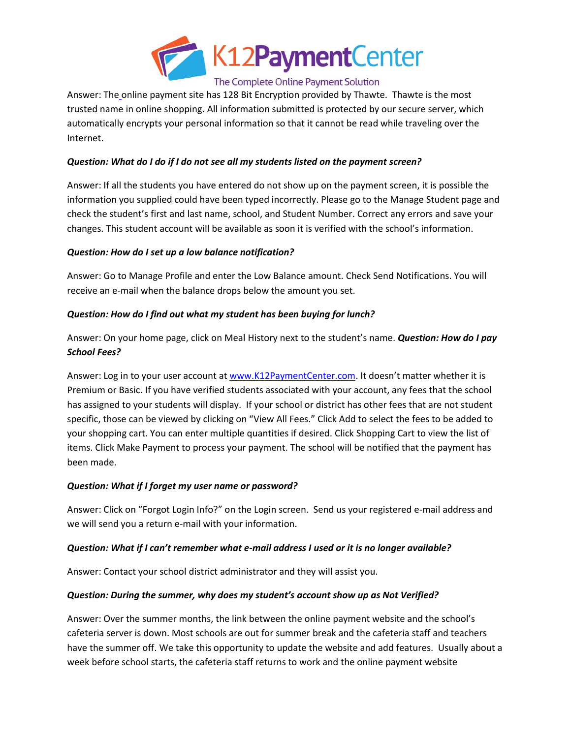Answer: The online payment site has 128 Bit Encryption provided by Thawte. Thawte is the most trusted name in online shopping. All information submitted is protected by our secure server, which automatically encrypts your personal information so that it cannot be read while traveling over the Internet.

***Question: What do I do if I do not see all my students listed on the payment screen?***

Answer: If all the students you have entered do not show up on the payment screen, it is possible the information you supplied could have been typed incorrectly. Please go to the Manage Student page and check the student's first and last name, school, and Student Number. Correct any errors and save your changes. This student account will be available as soon it is verified with the school's information.

***Question: How do I set up a low balance notification?***

Answer: Go to Manage Profile and enter the Low Balance amount. Check Send Notifications. You will receive an e-mail when the balance drops below the amount you set.

***Question: How do I find out what my student has been buying for lunch?***

Answer: On your home page, click on Meal History next to the student's name. ***Question: How do I pay School Fees?***

Answer: Log in to your user account at [www.K12PaymentCenter.com](http://www.K12PaymentCenter.com). It doesn't matter whether it is Premium or Basic. If you have verified students associated with your account, any fees that the school has assigned to your students will display. If your school or district has other fees that are not student specific, those can be viewed by clicking on "View All Fees." Click Add to select the fees to be added to your shopping cart. You can enter multiple quantities if desired. Click Shopping Cart to view the list of items. Click Make Payment to process your payment. The school will be notified that the payment has been made.

***Question: What if I forget my user name or password?***

Answer: Click on "Forgot Login Info?" on the Login screen. Send us your registered e-mail address and we will send you a return e-mail with your information.

***Question: What if I can't remember what e-mail address I used or it is no longer available?***

Answer: Contact your school district administrator and they will assist you.

***Question: During the summer, why does my student's account show up as Not Verified?***

Answer: Over the summer months, the link between the online payment website and the school's cafeteria server is down. Most schools are out for summer break and the cafeteria staff and teachers have the summer off. We take this opportunity to update the website and add features. Usually about a week before school starts, the cafeteria staff returns to work and the online payment website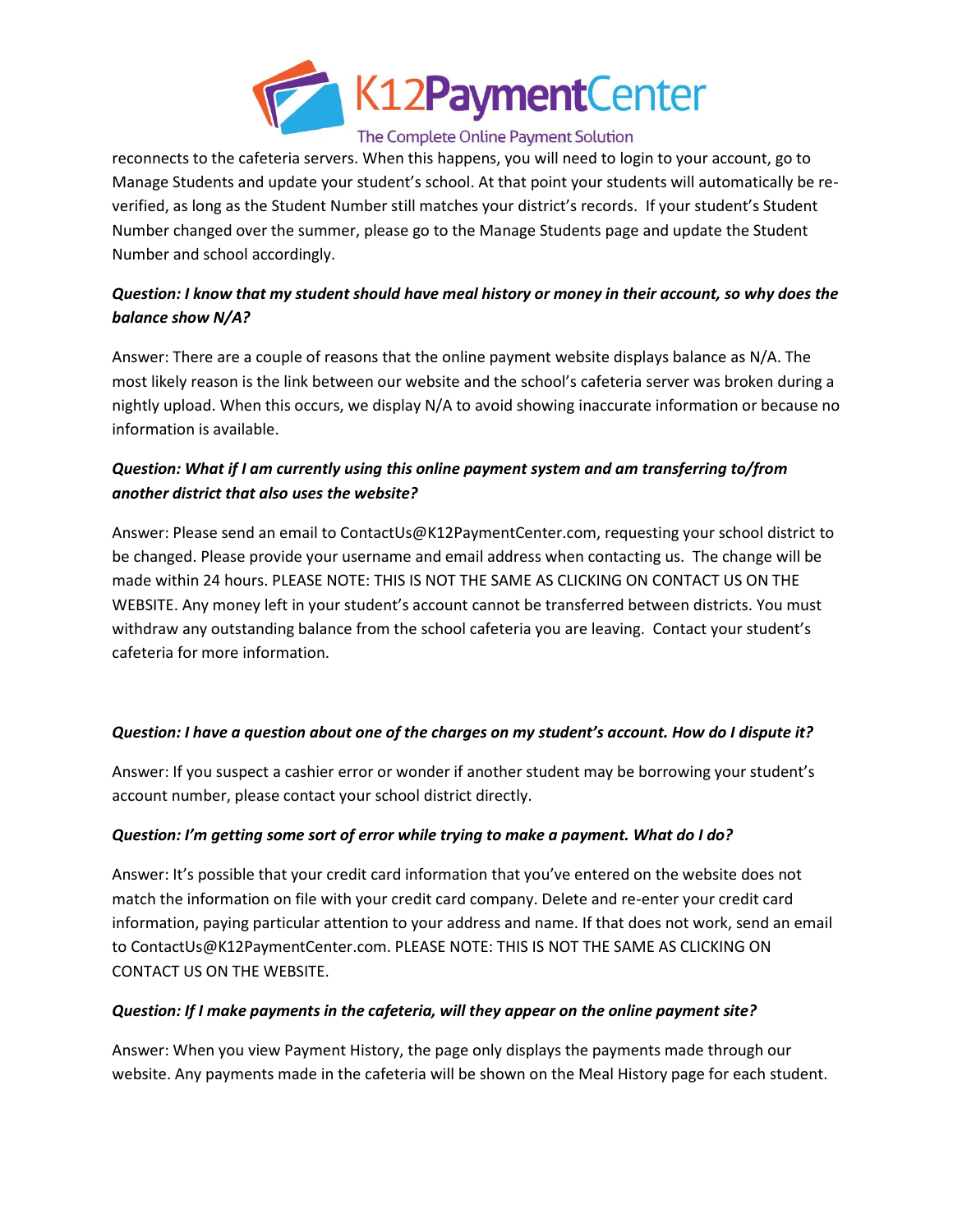reconnects to the cafeteria servers. When this happens, you will need to login to your account, go to Manage Students and update your student's school. At that point your students will automatically be re-verified, as long as the Student Number still matches your district's records. If your student's Student Number changed over the summer, please go to the Manage Students page and update the Student Number and school accordingly.

***Question: I know that my student should have meal history or money in their account, so why does the balance show N/A?***

Answer: There are a couple of reasons that the online payment website displays balance as N/A. The most likely reason is the link between our website and the school's cafeteria server was broken during a nightly upload. When this occurs, we display N/A to avoid showing inaccurate information or because no information is available.

***Question: What if I am currently using this online payment system and am transferring to/from another district that also uses the website?***

Answer: Please send an email to ContactUs@K12PaymentCenter.com, requesting your school district to be changed. Please provide your username and email address when contacting us. The change will be made within 24 hours. PLEASE NOTE: THIS IS NOT THE SAME AS CLICKING ON CONTACT US ON THE WEBSITE. Any money left in your student's account cannot be transferred between districts. You must withdraw any outstanding balance from the school cafeteria you are leaving. Contact your student's cafeteria for more information.

***Question: I have a question about one of the charges on my student's account. How do I dispute it?***

Answer: If you suspect a cashier error or wonder if another student may be borrowing your student's account number, please contact your school district directly.

***Question: I'm getting some sort of error while trying to make a payment. What do I do?***

Answer: It's possible that your credit card information that you've entered on the website does not match the information on file with your credit card company. Delete and re-enter your credit card information, paying particular attention to your address and name. If that does not work, send an email to ContactUs@K12PaymentCenter.com. PLEASE NOTE: THIS IS NOT THE SAME AS CLICKING ON CONTACT US ON THE WEBSITE.

***Question: If I make payments in the cafeteria, will they appear on the online payment site?***

Answer: When you view Payment History, the page only displays the payments made through our website. Any payments made in the cafeteria will be shown on the Meal History page for each student.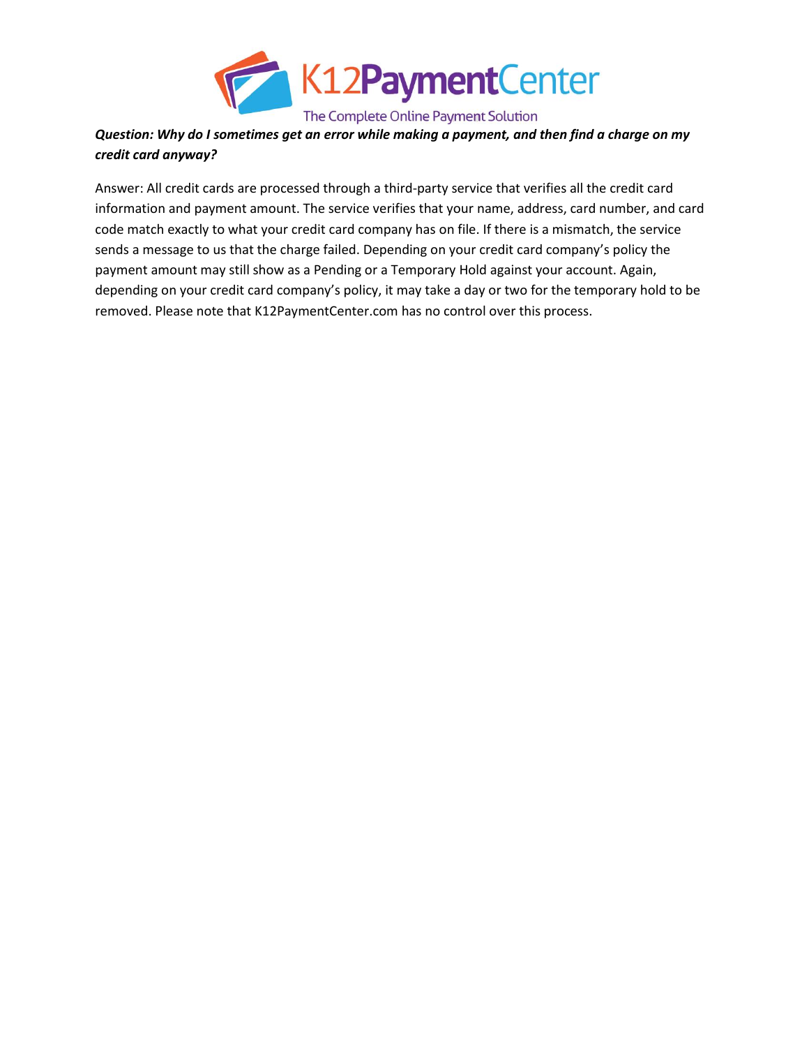K12PaymentCenter

The Complete Online Payment Solution

***Question: Why do I sometimes get an error while making a payment, and then find a charge on my credit card anyway?***

Answer: All credit cards are processed through a third-party service that verifies all the credit card information and payment amount. The service verifies that your name, address, card number, and card code match exactly to what your credit card company has on file. If there is a mismatch, the service sends a message to us that the charge failed. Depending on your credit card company's policy the payment amount may still show as a Pending or a Temporary Hold against your account. Again, depending on your credit card company's policy, it may take a day or two for the temporary hold to be removed. Please note that K12PaymentCenter.com has no control over this process.